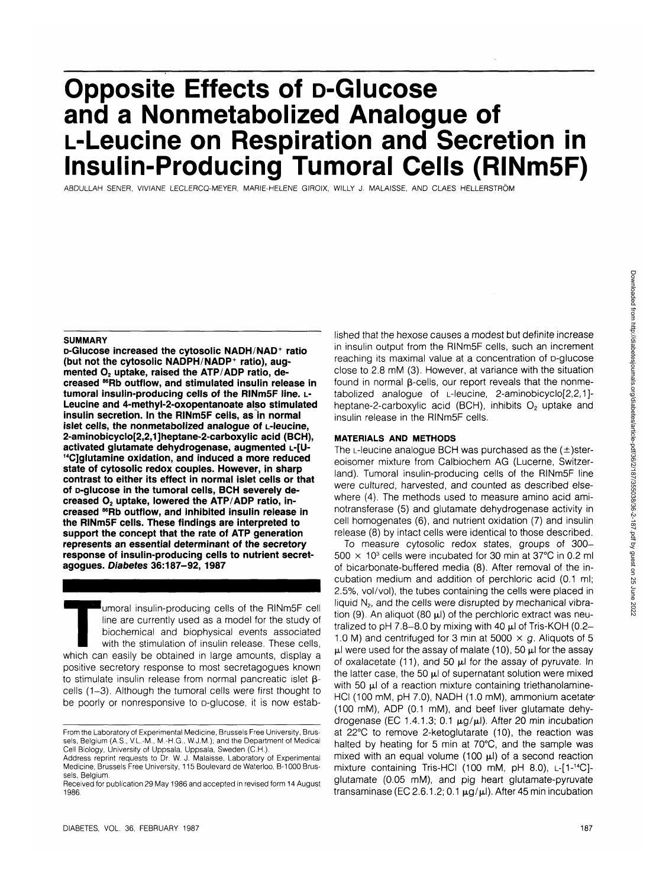# Opposite Effects of D-Glucose and a Nonmetabolized Analogue of L-Leucine on Respiration and Secretion in Insulin-Producing Tumoral Cells (RINm5F)

ABDULLAH SENER, VIVIANE LECLERCQ-MEYER, MARIE-HELENE GIROIX, WILLY J. MALAISSE, AND CLAES HELLERSTRÖM

## SUMMARY

**D-Glucose increased the cytosolic NADH/NAD$^+$ ratio (but not the cytosolic NADPH/NADP$^+$ ratio), augmented $O_2$ uptake, raised the ATP/ADP ratio, decreased $^{86}$Rb outflow, and stimulated insulin release in tumoral insulin-producing cells of the RINm5F line. L-Leucine and 4-methyl-2-oxopentanoate also stimulated insulin secretion. In the RINm5F cells, as in normal islet cells, the nonmetabolized analogue of L-leucine, 2-aminobicyclo[2,2,1]heptane-2-carboxylic acid (BCH), activated glutamate dehydrogenase, augmented L-[U-$^{14}$C]glutamine oxidation, and induced a more reduced state of cytosolic redox couples. However, in sharp contrast to either its effect in normal islet cells or that of D-glucose in the tumoral cells, BCH severely decreased $O_2$ uptake, lowered the ATP/ADP ratio, increased $^{86}$Rb outflow, and inhibited insulin release in the RINm5F cells. These findings are interpreted to support the concept that the rate of ATP generation represents an essential determinant of the secretory response of insulin-producing cells to nutrient secretagogues. *Diabetes* 36:187–92, 1987**

Tumoral insulin-producing cells of the RINm5F cell line are currently used as a model for the study of biochemical and biophysical events associated with the stimulation of insulin release. These cells, which can easily be obtained in large amounts, display a positive secretory response to most secretagogues known to stimulate insulin release from normal pancreatic islet β-cells (1–3). Although the tumoral cells were first thought to be poorly or nonresponsive to D-glucose, it is now established that the hexose causes a modest but definite increase in insulin output from the RINm5F cells, such an increment reaching its maximal value at a concentration of D-glucose close to 2.8 mM (3). However, at variance with the situation found in normal β-cells, our report reveals that the nonmetabolized analogue of L-leucine, 2-aminobicyclo[2,2,1]-heptane-2-carboxylic acid (BCH), inhibits $O_2$ uptake and insulin release in the RINm5F cells.

From the Laboratory of Experimental Medicine, Brussels Free University, Brussels, Belgium (A.S., V.L.-M., M.-H.G., W.J.M.); and the Department of Medical Cell Biology, University of Uppsala, Uppsala, Sweden (C.H.).

Address reprint requests to Dr. W. J. Malaisse, Laboratory of Experimental Medicine, Brussels Free University, 115 Boulevard de Waterloo, B-1000 Brussels, Belgium.

Received for publication 29 May 1986 and accepted in revised form 14 August 1986.

## MATERIALS AND METHODS

The L-leucine analogue BCH was purchased as the (±)stereoisomer mixture from Calbiochem AG (Lucerne, Switzerland). Tumoral insulin-producing cells of the RINm5F line were cultured, harvested, and counted as described elsewhere (4). The methods used to measure amino acid aminotransferase (5) and glutamate dehydrogenase activity in cell homogenates (6), and nutrient oxidation (7) and insulin release (8) by intact cells were identical to those described.

To measure cytosolic redox states, groups of 300–500 × $10^3$ cells were incubated for 30 min at 37°C in 0.2 ml of bicarbonate-buffered media (8). After removal of the incubation medium and addition of perchloric acid (0.1 ml; 2.5%, vol/vol), the tubes containing the cells were placed in liquid $N_2$, and the cells were disrupted by mechanical vibration (9). An aliquot (80 μl) of the perchloric extract was neutralized to pH 7.8–8.0 by mixing with 40 μl of Tris-KOH (0.2–1.0 M) and centrifuged for 3 min at 5000 × g. Aliquots of 5 μl were used for the assay of malate (10), 50 μl for the assay of oxalacetate (11), and 50 μl for the assay of pyruvate. In the latter case, the 50 μl of supernatant solution were mixed with 50 μl of a reaction mixture containing triethanolamine-HCl (100 mM, pH 7.0), NADH (1.0 mM), ammonium acetate (100 mM), ADP (0.1 mM), and beef liver glutamate dehydrogenase (EC 1.4.1.3; 0.1 μg/μl). After 20 min incubation at 22°C to remove 2-ketoglutarate (10), the reaction was halted by heating for 5 min at 70°C, and the sample was mixed with an equal volume (100 μl) of a second reaction mixture containing Tris-HCl (100 mM, pH 8.0), L-[1-$^{14}$C]-glutamate (0.05 mM), and pig heart glutamate-pyruvate transaminase (EC 2.6.1.2; 0.1 μg/μl). After 45 min incubation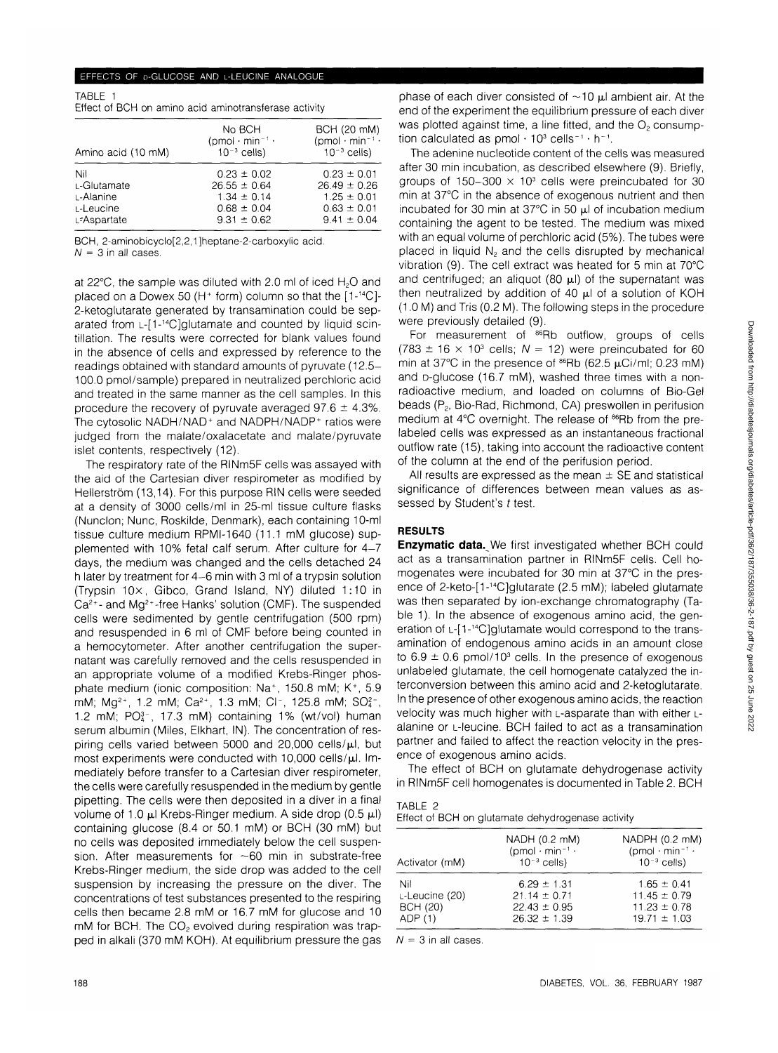TABLE 1
Effect of BCH on amino acid aminotransferase activity

| Amino acid (10 mM) | No BCH (pmol · min$^{-1}$ · $10^{-3}$ cells) | BCH (20 mM) (pmol · min$^{-1}$ · $10^{-3}$ cells) |
|---|---|---|
| Nil | 0.23 ± 0.02 | 0.23 ± 0.01 |
| L-Glutamate | 26.55 ± 0.64 | 26.49 ± 0.26 |
| L-Alanine | 1.34 ± 0.14 | 1.25 ± 0.01 |
| L-Leucine | 0.68 ± 0.04 | 0.63 ± 0.01 |
| L-Aspartate | 9.31 ± 0.62 | 9.41 ± 0.04 |

BCH, 2-aminobicyclo[2,2,1]heptane-2-carboxylic acid.
$N = 3$ in all cases.

at 22°C, the sample was diluted with 2.0 ml of iced $H_2O$ and placed on a Dowex 50 ($H^+$ form) column so that the [1-$^{14}$C]-2-ketoglutarate generated by transamination could be separated from L-[1-$^{14}$C]glutamate and counted by liquid scintillation. The results were corrected for blank values found in the absence of cells and expressed by reference to the readings obtained with standard amounts of pyruvate (12.5–100.0 pmol/sample) prepared in neutralized perchloric acid and treated in the same manner as the cell samples. In this procedure the recovery of pyruvate averaged 97.6 ± 4.3%. The cytosolic NADH/NAD$^+$ and NADPH/NADP$^+$ ratios were judged from the malate/oxalacetate and malate/pyruvate islet contents, respectively (12).

The respiratory rate of the RINm5F cells was assayed with the aid of the Cartesian diver respirometer as modified by Hellerström (13,14). For this purpose RIN cells were seeded at a density of 3000 cells/ml in 25-ml tissue culture flasks (Nunclon; Nunc, Roskilde, Denmark), each containing 10-ml tissue culture medium RPMI-1640 (11.1 mM glucose) supplemented with 10% fetal calf serum. After culture for 4–7 days, the medium was changed and the cells detached 24 h later by treatment for 4–6 min with 3 ml of a trypsin solution (Trypsin 10×, Gibco, Grand Island, NY) diluted 1:10 in $Ca^{2+}$- and $Mg^{2+}$-free Hanks' solution (CMF). The suspended cells were sedimented by gentle centrifugation (500 rpm) and resuspended in 6 ml of CMF before being counted in a hemocytometer. After another centrifugation the supernatant was carefully removed and the cells resuspended in an appropriate volume of a modified Krebs-Ringer phosphate medium (ionic composition: $Na^+$, 150.8 mM; $K^+$, 5.9 mM; $Mg^{2+}$, 1.2 mM; $Ca^{2+}$, 1.3 mM; $Cl^-$, 125.8 mM; $SO_4^{2-}$, 1.2 mM; $PO_4^{3-}$, 17.3 mM) containing 1% (wt/vol) human serum albumin (Miles, Elkhart, IN). The concentration of respiring cells varied between 5000 and 20,000 cells/μl, but most experiments were conducted with 10,000 cells/μl. Immediately before transfer to a Cartesian diver respirometer, the cells were carefully resuspended in the medium by gentle pipetting. The cells were then deposited in a diver in a final volume of 1.0 μl Krebs-Ringer medium. A side drop (0.5 μl) containing glucose (8.4 or 50.1 mM) or BCH (30 mM) but no cells was deposited immediately below the cell suspension. After measurements for ~60 min in substrate-free Krebs-Ringer medium, the side drop was added to the cell suspension by increasing the pressure on the diver. The concentrations of test substances presented to the respiring cells then became 2.8 mM or 16.7 mM for glucose and 10 mM for BCH. The $CO_2$ evolved during respiration was trapped in alkali (370 mM KOH). At equilibrium pressure the gas phase of each diver consisted of ~10 μl ambient air. At the end of the experiment the equilibrium pressure of each diver was plotted against time, a line fitted, and the $O_2$ consumption calculated as pmol · $10^3$ cells$^{-1}$ · h$^{-1}$.

The adenine nucleotide content of the cells was measured after 30 min incubation, as described elsewhere (9). Briefly, groups of 150–300 × $10^3$ cells were preincubated for 30 min at 37°C in the absence of exogenous nutrient and then incubated for 30 min at 37°C in 50 μl of incubation medium containing the agent to be tested. The medium was mixed with an equal volume of perchloric acid (5%). The tubes were placed in liquid $N_2$ and the cells disrupted by mechanical vibration (9). The cell extract was heated for 5 min at 70°C and centrifuged; an aliquot (80 μl) of the supernatant was then neutralized by addition of 40 μl of a solution of KOH (1.0 M) and Tris (0.2 M). The following steps in the procedure were previously detailed (9).

For measurement of $^{86}$Rb outflow, groups of cells (783 ± 16 × $10^3$ cells; $N = 12$) were preincubated for 60 min at 37°C in the presence of $^{86}$Rb (62.5 μCi/ml; 0.23 mM) and D-glucose (16.7 mM), washed three times with a nonradioactive medium, and loaded on columns of Bio-Gel beads ($P_2$, Bio-Rad, Richmond, CA) preswollen in perifusion medium at 4°C overnight. The release of $^{86}$Rb from the prelabeled cells was expressed as an instantaneous fractional outflow rate (15), taking into account the radioactive content of the column at the end of the perifusion period.

All results are expressed as the mean ± SE and statistical significance of differences between mean values as assessed by Student's *t* test.

## RESULTS

**Enzymatic data.** We first investigated whether BCH could act as a transamination partner in RINm5F cells. Cell homogenates were incubated for 30 min at 37°C in the presence of 2-keto-[1-$^{14}$C]glutarate (2.5 mM); labeled glutamate was then separated by ion-exchange chromatography (Table 1). In the absence of exogenous amino acid, the generation of L-[1-$^{14}$C]glutamate would correspond to the transamination of endogenous amino acids in an amount close to 6.9 ± 0.6 pmol/$10^3$ cells. In the presence of exogenous unlabeled glutamate, the cell homogenate catalyzed the interconversion between this amino acid and 2-ketoglutarate. In the presence of other exogenous amino acids, the reaction velocity was much higher with L-asparate than with either L-alanine or L-leucine. BCH failed to act as a transamination partner and failed to affect the reaction velocity in the presence of exogenous amino acids.

The effect of BCH on glutamate dehydrogenase activity in RINm5F cell homogenates is documented in Table 2. BCH

TABLE 2
Effect of BCH on glutamate dehydrogenase activity

| Activator (mM) | NADH (0.2 mM) (pmol · min$^{-1}$ · $10^{-3}$ cells) | NADPH (0.2 mM) (pmol · min$^{-1}$ · $10^{-3}$ cells) |
|---|---|---|
| Nil | 6.29 ± 1.31 | 1.65 ± 0.41 |
| L-Leucine (20) | 21.14 ± 0.71 | 11.45 ± 0.79 |
| BCH (20) | 22.43 ± 0.95 | 11.23 ± 0.78 |
| ADP (1) | 26.32 ± 1.39 | 19.71 ± 1.03 |

$N = 3$ in all cases.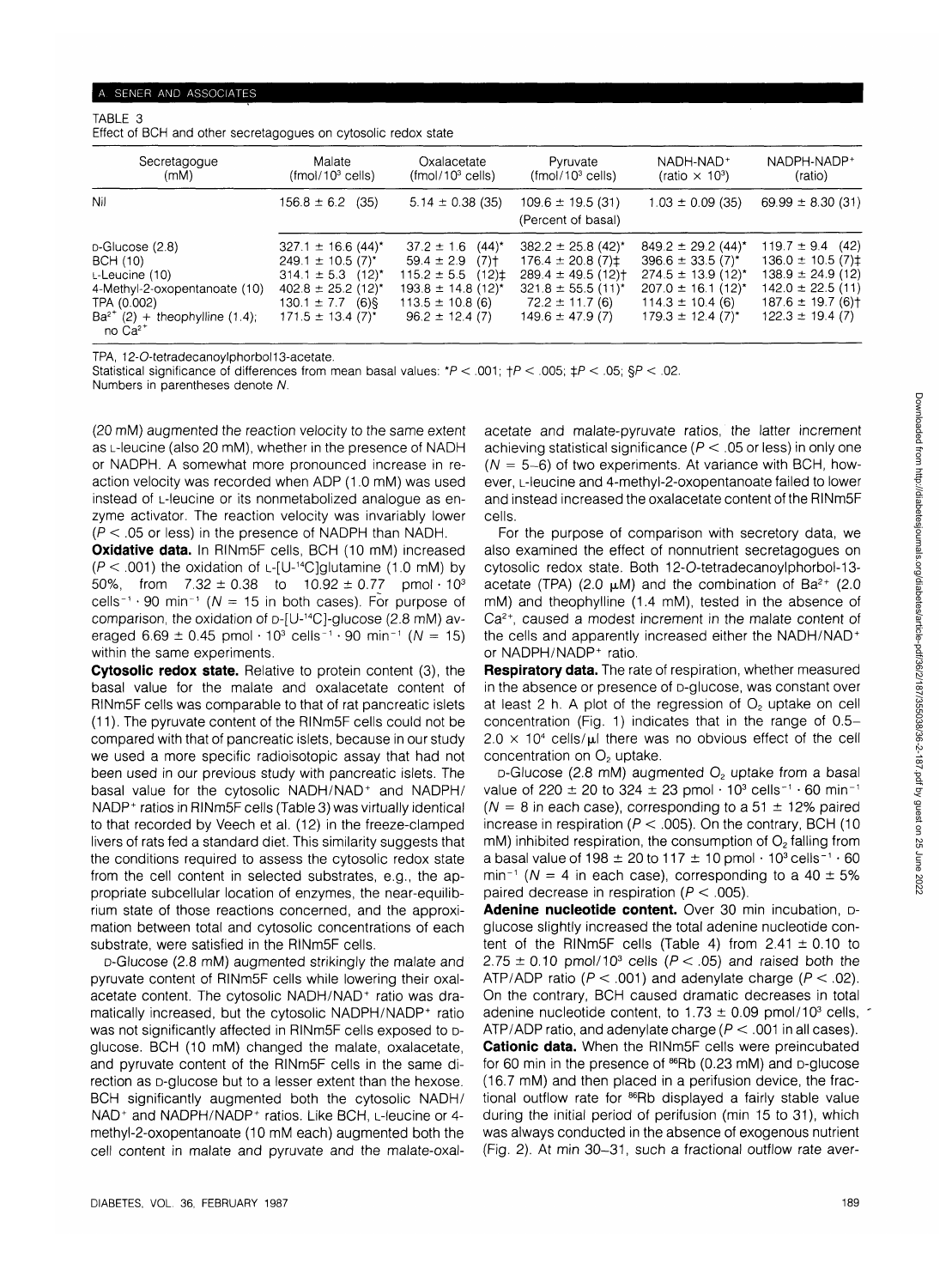TABLE 3

Effect of BCH and other secretagogues on cytosolic redox state

| Secretagogue (mM) | Malate (fmol/$10^3$ cells) | Oxalacetate (fmol/$10^3$ cells) | Pyruvate (fmol/$10^3$ cells) | NADH-NAD$^+$ (ratio × $10^3$) | NADPH-NADP$^+$ (ratio) |
|---|---|---|---|---|---|
| Nil | 156.8 ± 6.2 (35) | 5.14 ± 0.38 (35) | 109.6 ± 19.5 (31) | 1.03 ± 0.09 (35) | 69.99 ± 8.30 (31) |
| | | | (Percent of basal) | | |
| D-Glucose (2.8) | 327.1 ± 16.6 (44)* | 37.2 ± 1.6 (44)* | 382.2 ± 25.8 (42)* | 849.2 ± 29.2 (44)* | 119.7 ± 9.4 (42) |
| BCH (10) | 249.1 ± 10.5 (7)* | 59.4 ± 2.9 (7)† | 176.4 ± 20.8 (7)‡ | 396.6 ± 33.5 (7)* | 136.0 ± 10.5 (7)‡ |
| L-Leucine (10) | 314.1 ± 5.3 (12)* | 115.2 ± 5.5 (12)‡ | 289.4 ± 49.5 (12)† | 274.5 ± 13.9 (12)* | 138.9 ± 24.9 (12) |
| 4-Methyl-2-oxopentanoate (10) | 402.8 ± 25.2 (12)* | 193.8 ± 14.8 (12)* | 321.8 ± 55.5 (11)* | 207.0 ± 16.1 (12)* | 142.0 ± 22.5 (11) |
| TPA (0.002) | 130.1 ± 7.7 (6)§ | 113.5 ± 10.8 (6) | 72.2 ± 11.7 (6) | 114.3 ± 10.4 (6) | 187.6 ± 19.7 (6)† |
| $Ba^{2+}$ (2) + theophylline (1.4); no $Ca^{2+}$ | 171.5 ± 13.4 (7)* | 96.2 ± 12.4 (7) | 149.6 ± 47.9 (7) | 179.3 ± 12.4 (7)* | 122.3 ± 19.4 (7) |

TPA, 12-O-tetradecanoylphorbol13-acetate.

Statistical significance of differences from mean basal values: *$P < .001$; †$P < .005$; ‡$P < .05$; §$P < .02$.

Numbers in parentheses denote N.

(20 mM) augmented the reaction velocity to the same extent as L-leucine (also 20 mM), whether in the presence of NADH or NADPH. A somewhat more pronounced increase in reaction velocity was recorded when ADP (1.0 mM) was used instead of L-leucine or its nonmetabolized analogue as enzyme activator. The reaction velocity was invariably lower ($P < .05$ or less) in the presence of NADPH than NADH.

**Oxidative data.** In RINm5F cells, BCH (10 mM) increased ($P < .001$) the oxidation of L-[U-$^{14}$C]glutamine (1.0 mM) by 50%, from 7.32 ± 0.38 to 10.92 ± 0.77 pmol · $10^3$ cells$^{-1}$ · 90 min$^{-1}$ ($N = 15$ in both cases). For purpose of comparison, the oxidation of D-[U-$^{14}$C]-glucose (2.8 mM) averaged 6.69 ± 0.45 pmol · $10^3$ cells$^{-1}$ · 90 min$^{-1}$ ($N = 15$) within the same experiments.

**Cytosolic redox state.** Relative to protein content (3), the basal value for the malate and oxalacetate content of RINm5F cells was comparable to that of rat pancreatic islets (11). The pyruvate content of the RINm5F cells could not be compared with that of pancreatic islets, because in our study we used a more specific radioisotopic assay that had not been used in our previous study with pancreatic islets. The basal value for the cytosolic NADH/NAD$^+$ and NADPH/NADP$^+$ ratios in RINm5F cells (Table 3) was virtually identical to that recorded by Veech et al. (12) in the freeze-clamped livers of rats fed a standard diet. This similarity suggests that the conditions required to assess the cytosolic redox state from the cell content in selected substrates, e.g., the appropriate subcellular location of enzymes, the near-equilibrium state of those reactions concerned, and the approximation between total and cytosolic concentrations of each substrate, were satisfied in the RINm5F cells.

D-Glucose (2.8 mM) augmented strikingly the malate and pyruvate content of RINm5F cells while lowering their oxalacetate content. The cytosolic NADH/NAD$^+$ ratio was dramatically increased, but the cytosolic NADPH/NADP$^+$ ratio was not significantly affected in RINm5F cells exposed to D-glucose. BCH (10 mM) changed the malate, oxalacetate, and pyruvate content of the RINm5F cells in the same direction as D-glucose but to a lesser extent than the hexose. BCH significantly augmented both the cytosolic NADH/NAD$^+$ and NADPH/NADP$^+$ ratios. Like BCH, L-leucine or 4-methyl-2-oxopentanoate (10 mM each) augmented both the cell content in malate and pyruvate and the malate-oxalacetate and malate-pyruvate ratios, the latter increment achieving statistical significance ($P < .05$ or less) in only one ($N = 5$–6) of two experiments. At variance with BCH, however, L-leucine and 4-methyl-2-oxopentanoate failed to lower and instead increased the oxalacetate content of the RINm5F cells.

For the purpose of comparison with secretory data, we also examined the effect of nonnutrient secretagogues on cytosolic redox state. Both 12-O-tetradecanoylphorbol-13-acetate (TPA) (2.0 μM) and the combination of $Ba^{2+}$ (2.0 mM) and theophylline (1.4 mM), tested in the absence of $Ca^{2+}$, caused a modest increment in the malate content of the cells and apparently increased either the NADH/NAD$^+$ or NADPH/NADP$^+$ ratio.

**Respiratory data.** The rate of respiration, whether measured in the absence or presence of D-glucose, was constant over at least 2 h. A plot of the regression of $O_2$ uptake on cell concentration (Fig. 1) indicates that in the range of 0.5–2.0 × $10^4$ cells/μl there was no obvious effect of the cell concentration on $O_2$ uptake.

D-Glucose (2.8 mM) augmented $O_2$ uptake from a basal value of 220 ± 20 to 324 ± 23 pmol · $10^3$ cells$^{-1}$ · 60 min$^{-1}$ ($N = 8$ in each case), corresponding to a 51 ± 12% paired increase in respiration ($P < .005$). On the contrary, BCH (10 mM) inhibited respiration, the consumption of $O_2$ falling from a basal value of 198 ± 20 to 117 ± 10 pmol · $10^3$ cells$^{-1}$ · 60 min$^{-1}$ ($N = 4$ in each case), corresponding to a 40 ± 5% paired decrease in respiration ($P < .005$).

**Adenine nucleotide content.** Over 30 min incubation, D-glucose slightly increased the total adenine nucleotide content of the RINm5F cells (Table 4) from 2.41 ± 0.10 to 2.75 ± 0.10 pmol/$10^3$ cells ($P < .05$) and raised both the ATP/ADP ratio ($P < .001$) and adenylate charge ($P < .02$). On the contrary, BCH caused dramatic decreases in total adenine nucleotide content, to 1.73 ± 0.09 pmol/$10^3$ cells, ATP/ADP ratio, and adenylate charge ($P < .001$ in all cases).

**Cationic data.** When the RINm5F cells were preincubated for 60 min in the presence of $^{86}$Rb (0.23 mM) and D-glucose (16.7 mM) and then placed in a perifusion device, the fractional outflow rate for $^{86}$Rb displayed a fairly stable value during the initial period of perifusion (min 15 to 31), which was always conducted in the absence of exogenous nutrient (Fig. 2). At min 30–31, such a fractional outflow rate aver-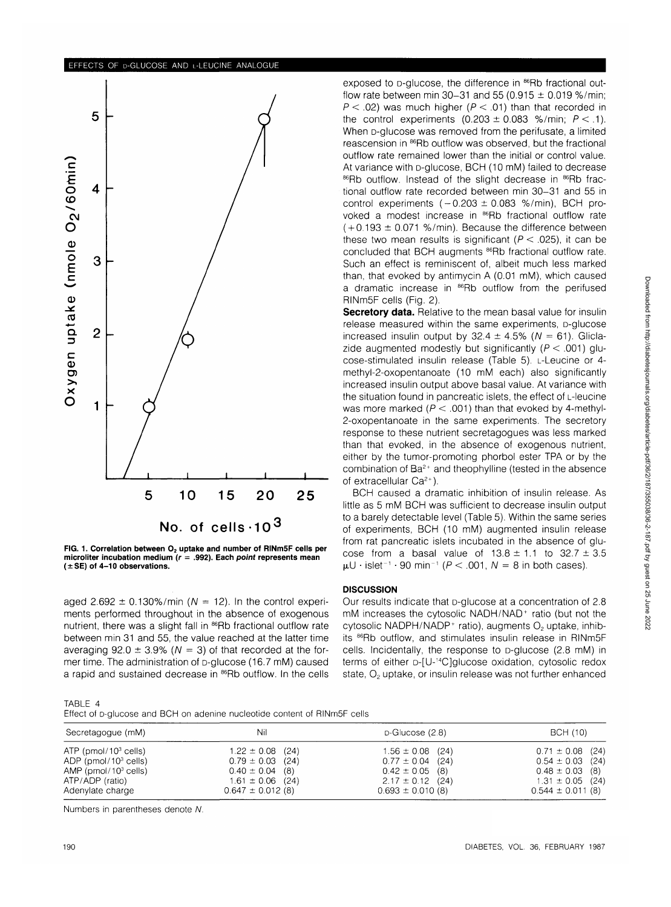FIG. 1. Correlation between $O_2$ uptake and number of RINm5F cells per microliter incubation medium ($r$ = .992). Each *point* represents mean (±SE) of 4–10 observations.

aged 2.692 ± 0.130%/min ($N$ = 12). In the control experiments performed throughout in the absence of exogenous nutrient, there was a slight fall in $^{86}$Rb fractional outflow rate between min 31 and 55, the value reached at the latter time averaging 92.0 ± 3.9% ($N$ = 3) of that recorded at the former time. The administration of D-glucose (16.7 mM) caused a rapid and sustained decrease in $^{86}$Rb outflow. In the cells exposed to D-glucose, the difference in $^{86}$Rb fractional outflow rate between min 30–31 and 55 (0.915 ± 0.019 %/min; $P < .02$) was much higher ($P < .01$) than that recorded in the control experiments (0.203 ± 0.083 %/min; $P < .1$). When D-glucose was removed from the perifusate, a limited reascension in $^{86}$Rb outflow was observed, but the fractional outflow rate remained lower than the initial or control value. At variance with D-glucose, BCH (10 mM) failed to decrease $^{86}$Rb outflow. Instead of the slight decrease in $^{86}$Rb fractional outflow rate recorded between min 30–31 and 55 in control experiments (−0.203 ± 0.083 %/min), BCH provoked a modest increase in $^{86}$Rb fractional outflow rate (+0.193 ± 0.071 %/min). Because the difference between these two mean results is significant ($P < .025$), it can be concluded that BCH augments $^{86}$Rb fractional outflow rate. Such an effect is reminiscent of, albeit much less marked than, that evoked by antimycin A (0.01 mM), which caused a dramatic increase in $^{86}$Rb outflow from the perifused RINm5F cells (Fig. 2).

**Secretory data.** Relative to the mean basal value for insulin release measured within the same experiments, D-glucose increased insulin output by 32.4 ± 4.5% ($N$ = 61). Gliclazide augmented modestly but significantly ($P < .001$) glucose-stimulated insulin release (Table 5). L-Leucine or 4-methyl-2-oxopentanoate (10 mM each) also significantly increased insulin output above basal value. At variance with the situation found in pancreatic islets, the effect of L-leucine was more marked ($P < .001$) than that evoked by 4-methyl-2-oxopentanoate in the same experiments. The secretory response to these nutrient secretagogues was less marked than that evoked, in the absence of exogenous nutrient, either by the tumor-promoting phorbol ester TPA or by the combination of $Ba^{2+}$ and theophylline (tested in the absence of extracellular $Ca^{2+}$).

BCH caused a dramatic inhibition of insulin release. As little as 5 mM BCH was sufficient to decrease insulin output to a barely detectable level (Table 5). Within the same series of experiments, BCH (10 mM) augmented insulin release from rat pancreatic islets incubated in the absence of glucose from a basal value of 13.8 ± 1.1 to 32.7 ± 3.5 μU · islet$^{-1}$ · 90 min$^{-1}$ ($P < .001$, $N$ = 8 in both cases).

## DISCUSSION

Our results indicate that D-glucose at a concentration of 2.8 mM increases the cytosolic NADH/NAD$^+$ ratio (but not the cytosolic NADPH/NADP$^+$ ratio), augments $O_2$ uptake, inhibits $^{86}$Rb outflow, and stimulates insulin release in RINm5F cells. Incidentally, the response to D-glucose (2.8 mM) in terms of either D-[U-$^{14}$C]glucose oxidation, cytosolic redox state, $O_2$ uptake, or insulin release was not further enhanced

TABLE 4
Effect of D-glucose and BCH on adenine nucleotide content of RINm5F cells

| Secretagogue (mM) | Nil | D-Glucose (2.8) | BCH (10) |
|---|---|---|---|
| ATP (pmol/10$^3$ cells) | 1.22 ± 0.08 (24) | 1.56 ± 0.08 (24) | 0.71 ± 0.08 (24) |
| ADP (pmol/10$^3$ cells) | 0.79 ± 0.03 (24) | 0.77 ± 0.04 (24) | 0.54 ± 0.03 (24) |
| AMP (pmol/10$^3$ cells) | 0.40 ± 0.04 (8) | 0.42 ± 0.05 (8) | 0.48 ± 0.03 (8) |
| ATP/ADP (ratio) | 1.61 ± 0.06 (24) | 2.17 ± 0.12 (24) | 1.31 ± 0.05 (24) |
| Adenylate charge | 0.647 ± 0.012 (8) | 0.693 ± 0.010 (8) | 0.544 ± 0.011 (8) |

Numbers in parentheses denote $N$.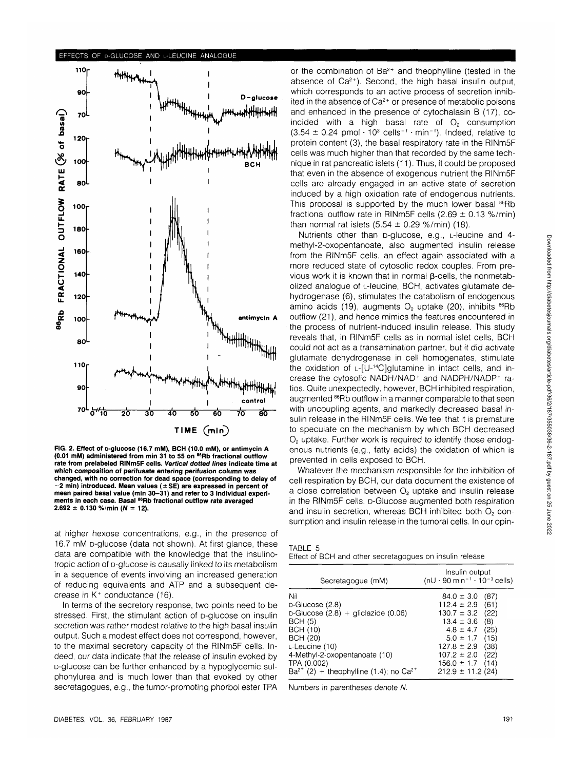FIG. 2. Effect of D-glucose (16.7 mM), BCH (10.0 mM), or antimycin A (0.01 mM) administered from min 31 to 55 on $^{86}Rb$ fractional outflow rate from prelabeled RINm5F cells. *Vertical dotted lines* indicate time at which composition of perifusate entering perifusion column was changed, with no correction for dead space (corresponding to delay of ~2 min) introduced. Mean values (±SE) are expressed in percent of mean paired basal value (min 30–31) and refer to 3 individual experiments in each case. Basal $^{86}Rb$ fractional outflow rate averaged 2.692 ± 0.130 %/min (N = 12).

at higher hexose concentrations, e.g., in the presence of 16.7 mM D-glucose (data not shown). At first glance, these data are compatible with the knowledge that the insulinotropic action of D-glucose is causally linked to its metabolism in a sequence of events involving an increased generation of reducing equivalents and ATP and a subsequent decrease in $K^+$ conductance (16).

In terms of the secretory response, two points need to be stressed. First, the stimulant action of D-glucose on insulin secretion was rather modest relative to the high basal insulin output. Such a modest effect does not correspond, however, to the maximal secretory capacity of the RINm5F cells. Indeed, our data indicate that the release of insulin evoked by D-glucose can be further enhanced by a hypoglycemic sulphonylurea and is much lower than that evoked by other secretagogues, e.g., the tumor-promoting phorbol ester TPA or the combination of $Ba^{2+}$ and theophylline (tested in the absence of $Ca^{2+}$). Second, the high basal insulin output, which corresponds to an active process of secretion inhibited in the absence of $Ca^{2+}$ or presence of metabolic poisons and enhanced in the presence of cytochalasin B (17), coincided with a high basal rate of $O_2$ consumption ($3.54 \pm 0.24$ pmol · $10^3$ cells$^{-1}$ · min$^{-1}$). Indeed, relative to protein content (3), the basal respiratory rate in the RINm5F cells was much higher than that recorded by the same technique in rat pancreatic islets (11). Thus, it could be proposed that even in the absence of exogenous nutrient the RINm5F cells are already engaged in an active state of secretion induced by a high oxidation rate of endogenous nutrients. This proposal is supported by the much lower basal $^{86}Rb$ fractional outflow rate in RINm5F cells (2.69 ± 0.13 %/min) than normal rat islets (5.54 ± 0.29 %/min) (18).

Nutrients other than D-glucose, e.g., L-leucine and 4-methyl-2-oxopentanoate, also augmented insulin release from the RINm5F cells, an effect again associated with a more reduced state of cytosolic redox couples. From previous work it is known that in normal β-cells, the nonmetabolized analogue of L-leucine, BCH, activates glutamate dehydrogenase (6), stimulates the catabolism of endogenous amino acids (19), augments $O_2$ uptake (20), inhibits $^{86}Rb$ outflow (21), and hence mimics the features encountered in the process of nutrient-induced insulin release. This study reveals that, in RINm5F cells as in normal islet cells, BCH could not act as a transamination partner, but it did activate glutamate dehydrogenase in cell homogenates, stimulate the oxidation of L-[U-$^{14}$C]glutamine in intact cells, and increase the cytosolic $NADH/NAD^+$ and $NADPH/NADP^+$ ratios. Quite unexpectedly, however, BCH inhibited respiration, augmented $^{86}Rb$ outflow in a manner comparable to that seen with uncoupling agents, and markedly decreased basal insulin release in the RINm5F cells. We feel that it is premature to speculate on the mechanism by which BCH decreased $O_2$ uptake. Further work is required to identify those endogenous nutrients (e.g., fatty acids) the oxidation of which is prevented in cells exposed to BCH.

Whatever the mechanism responsible for the inhibition of cell respiration by BCH, our data document the existence of a close correlation between $O_2$ uptake and insulin release in the RINm5F cells. D-Glucose augmented both respiration and insulin secretion, whereas BCH inhibited both $O_2$ consumption and insulin release in the tumoral cells. In our opin-

TABLE 5
Effect of BCH and other secretagogues on insulin release

| Secretagogue (mM) | Insulin output (nU · 90 min$^{-1}$ · $10^{-3}$ cells) |
|---|---|
| Nil | 84.0 ± 3.0 (87) |
| D-Glucose (2.8) | 112.4 ± 2.9 (61) |
| D-Glucose (2.8) + gliclazide (0.06) | 130.7 ± 3.2 (22) |
| BCH (5) | 13.4 ± 3.6 (8) |
| BCH (10) | 4.8 ± 4.7 (25) |
| BCH (20) | 5.0 ± 1.7 (15) |
| L-Leucine (10) | 127.8 ± 2.9 (38) |
| 4-Methyl-2-oxopentanoate (10) | 107.2 ± 2.0 (22) |
| TPA (0.002) | 156.0 ± 1.7 (14) |
| $Ba^{2+}$ (2) + theophylline (1.4); no $Ca^{2+}$ | 212.9 ± 11.2 (24) |

Numbers in parentheses denote N.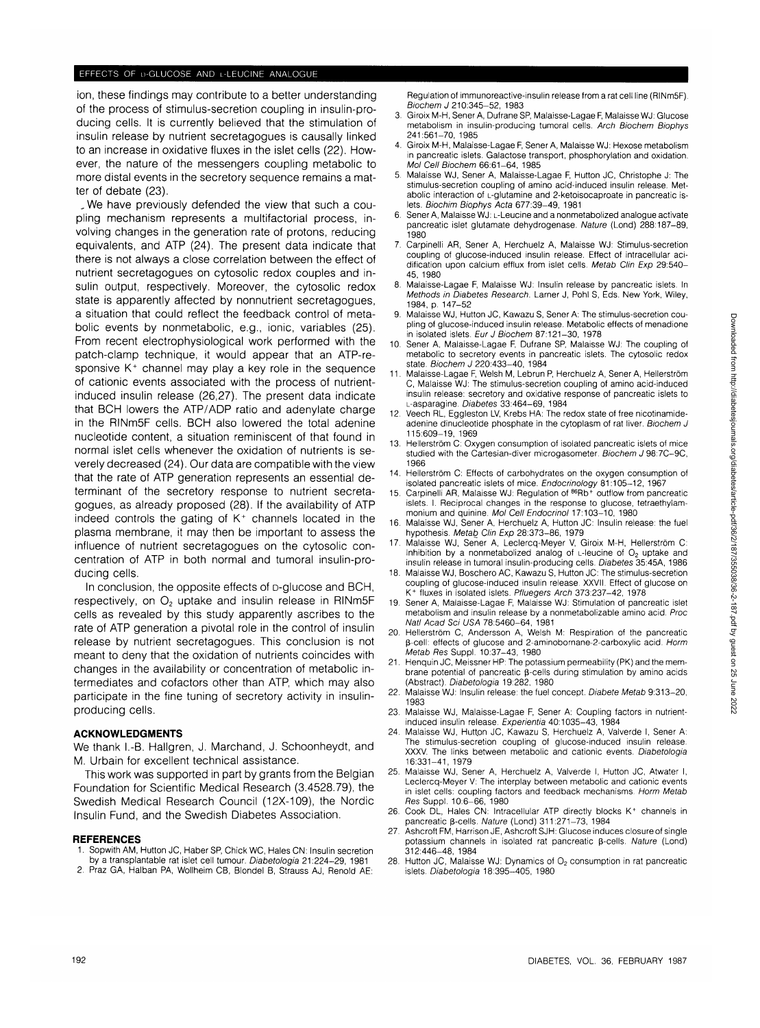ion, these findings may contribute to a better understanding of the process of stimulus-secretion coupling in insulin-producing cells. It is currently believed that the stimulation of insulin release by nutrient secretagogues is causally linked to an increase in oxidative fluxes in the islet cells (22). However, the nature of the messengers coupling metabolic to more distal events in the secretory sequence remains a matter of debate (23).

We have previously defended the view that such a coupling mechanism represents a multifactorial process, involving changes in the generation rate of protons, reducing equivalents, and ATP (24). The present data indicate that there is not always a close correlation between the effect of nutrient secretagogues on cytosolic redox couples and insulin output, respectively. Moreover, the cytosolic redox state is apparently affected by nonnutrient secretagogues, a situation that could reflect the feedback control of metabolic events by nonmetabolic, e.g., ionic, variables (25). From recent electrophysiological work performed with the patch-clamp technique, it would appear that an ATP-responsive $K^+$ channel may play a key role in the sequence of cationic events associated with the process of nutrient-induced insulin release (26,27). The present data indicate that BCH lowers the ATP/ADP ratio and adenylate charge in the RINm5F cells. BCH also lowered the total adenine nucleotide content, a situation reminiscent of that found in normal islet cells whenever the oxidation of nutrients is severely decreased (24). Our data are compatible with the view that the rate of ATP generation represents an essential determinant of the secretory response to nutrient secretagogues, as already proposed (28). If the availability of ATP indeed controls the gating of $K^+$ channels located in the plasma membrane, it may then be important to assess the influence of nutrient secretagogues on the cytosolic concentration of ATP in both normal and tumoral insulin-producing cells.

In conclusion, the opposite effects of D-glucose and BCH, respectively, on $O_2$ uptake and insulin release in RINm5F cells as revealed by this study apparently ascribes to the rate of ATP generation a pivotal role in the control of insulin release by nutrient secretagogues. This conclusion is not meant to deny that the oxidation of nutrients coincides with changes in the availability or concentration of metabolic intermediates and cofactors other than ATP, which may also participate in the fine tuning of secretory activity in insulin-producing cells.

## ACKNOWLEDGMENTS

We thank I.-B. Hallgren, J. Marchand, J. Schoonheydt, and M. Urbain for excellent technical assistance.

This work was supported in part by grants from the Belgian Foundation for Scientific Medical Research (3.4528.79), the Swedish Medical Research Council (12X-109), the Nordic Insulin Fund, and the Swedish Diabetes Association.

## REFERENCES

1. Sopwith AM, Hutton JC, Haber SP, Chick WC, Hales CN: Insulin secretion by a transplantable rat islet cell tumour. *Diabetologia* 21:224–29, 1981
2. Praz GA, Halban PA, Wollheim CB, Blondel B, Strauss AJ, Renold AE: Regulation of immunoreactive-insulin release from a rat cell line (RINm5F). *Biochem J* 210:345–52, 1983
3. Giroix M-H, Sener A, Dufrane SP, Malaisse-Lagae F, Malaisse WJ: Glucose metabolism in insulin-producing tumoral cells. *Arch Biochem Biophys* 241:561–70, 1985
4. Giroix M-H, Malaisse-Lagae F, Sener A, Malaisse WJ: Hexose metabolism in pancreatic islets. Galactose transport, phosphorylation and oxidation. *Mol Cell Biochem* 66:61–64, 1985
5. Malaisse WJ, Sener A, Malaisse-Lagae F, Hutton JC, Christophe J: The stimulus-secretion coupling of amino acid-induced insulin release. Metabolic interaction of L-glutamine and 2-ketoisocaproate in pancreatic islets. *Biochim Biophys Acta* 677:39–49, 1981
6. Sener A, Malaisse WJ: L-Leucine and a nonmetabolized analogue activate pancreatic islet glutamate dehydrogenase. *Nature* (Lond) 288:187–89, 1980
7. Carpinelli AR, Sener A, Herchuelz A, Malaisse WJ: Stimulus-secretion coupling of glucose-induced insulin release. Effect of intracellular acidification upon calcium efflux from islet cells. *Metab Clin Exp* 29:540–45, 1980
8. Malaisse-Lagae F, Malaisse WJ: Insulin release by pancreatic islets. In *Methods in Diabetes Research*. Larner J, Pohl S, Eds. New York, Wiley, 1984, p. 147–52
9. Malaisse WJ, Hutton JC, Kawazu S, Sener A: The stimulus-secretion coupling of glucose-induced insulin release. Metabolic effects of menadione in isolated islets. *Eur J Biochem* 87:121–30, 1978
10. Sener A, Malaisse-Lagae F, Dufrane SP, Malaisse WJ: The coupling of metabolic to secretory events in pancreatic islets. The cytosolic redox state. *Biochem J* 220:433–40, 1984
11. Malaisse-Lagae F, Welsh M, Lebrun P, Herchuelz A, Sener A, Hellerström C, Malaisse WJ: The stimulus-secretion coupling of amino acid-induced insulin release: secretory and oxidative response of pancreatic islets to L-asparagine. *Diabetes* 33:464–69, 1984
12. Veech RL, Eggleston LV, Krebs HA: The redox state of free nicotinamide-adenine dinucleotide phosphate in the cytoplasm of rat liver. *Biochem J* 115:609–19, 1969
13. Hellerström C: Oxygen consumption of isolated pancreatic islets of mice studied with the Cartesian-diver microgasometer. *Biochem J* 98:7C–9C, 1966
14. Hellerström C: Effects of carbohydrates on the oxygen consumption of isolated pancreatic islets of mice. *Endocrinology* 81:105–12, 1967
15. Carpinelli AR, Malaisse WJ: Regulation of $^{86}Rb^+$ outflow from pancreatic islets. I. Reciprocal changes in the response to glucose, tetraethylammonium and quinine. *Mol Cell Endocrinol* 17:103–10, 1980
16. Malaisse WJ, Sener A, Herchuelz A, Hutton JC: Insulin release: the fuel hypothesis. *Metab Clin Exp* 28:373–86, 1979
17. Malaisse WJ, Sener A, Leclercq-Meyer V, Giroix M-H, Hellerström C: Inhibition by a nonmetabolized analog of L-leucine of $O_2$ uptake and insulin release in tumoral insulin-producing cells. *Diabetes* 35:45A, 1986
18. Malaisse WJ, Boschero AC, Kawazu S, Hutton JC: The stimulus-secretion coupling of glucose-induced insulin release. XXVII. Effect of glucose on $K^+$ fluxes in isolated islets. *Pfluegers Arch* 373:237–42, 1978
19. Sener A, Malaisse-Lagae F, Malaisse WJ: Stimulation of pancreatic islet metabolism and insulin release by a nonmetabolizable amino acid. *Proc Natl Acad Sci USA* 78:5460–64, 1981
20. Hellerström C, Andersson A, Welsh M: Respiration of the pancreatic β-cell: effects of glucose and 2-aminobornane-2-carboxylic acid. *Horm Metab Res* Suppl. 10:37–43, 1980
21. Henquin JC, Meissner HP: The potassium permeability (PK) and the membrane potential of pancreatic β-cells during stimulation by amino acids (Abstract). *Diabetologia* 19:282, 1980
22. Malaisse WJ: Insulin release: the fuel concept. *Diabete Metab* 9:313–20, 1983
23. Malaisse WJ, Malaisse-Lagae F, Sener A: Coupling factors in nutrient-induced insulin release. *Experientia* 40:1035–43, 1984
24. Malaisse WJ, Hutton JC, Kawazu S, Herchuelz A, Valverde I, Sener A: The stimulus-secretion coupling of glucose-induced insulin release. XXXV. The links between metabolic and cationic events. *Diabetologia* 16:331–41, 1979
25. Malaisse WJ, Sener A, Herchuelz A, Valverde I, Hutton JC, Atwater I, Leclercq-Meyer V: The interplay between metabolic and cationic events in islet cells: coupling factors and feedback mechanisms. *Horm Metab Res* Suppl. 10:6–66, 1980
26. Cook DL, Hales CN: Intracellular ATP directly blocks $K^+$ channels in pancreatic β-cells. *Nature* (Lond) 311:271–73, 1984
27. Ashcroft FM, Harrison JE, Ashcroft SJH: Glucose induces closure of single potassium channels in isolated rat pancreatic β-cells. *Nature* (Lond) 312:446–48, 1984
28. Hutton JC, Malaisse WJ: Dynamics of $O_2$ consumption in rat pancreatic islets. *Diabetologia* 18:395–405, 1980